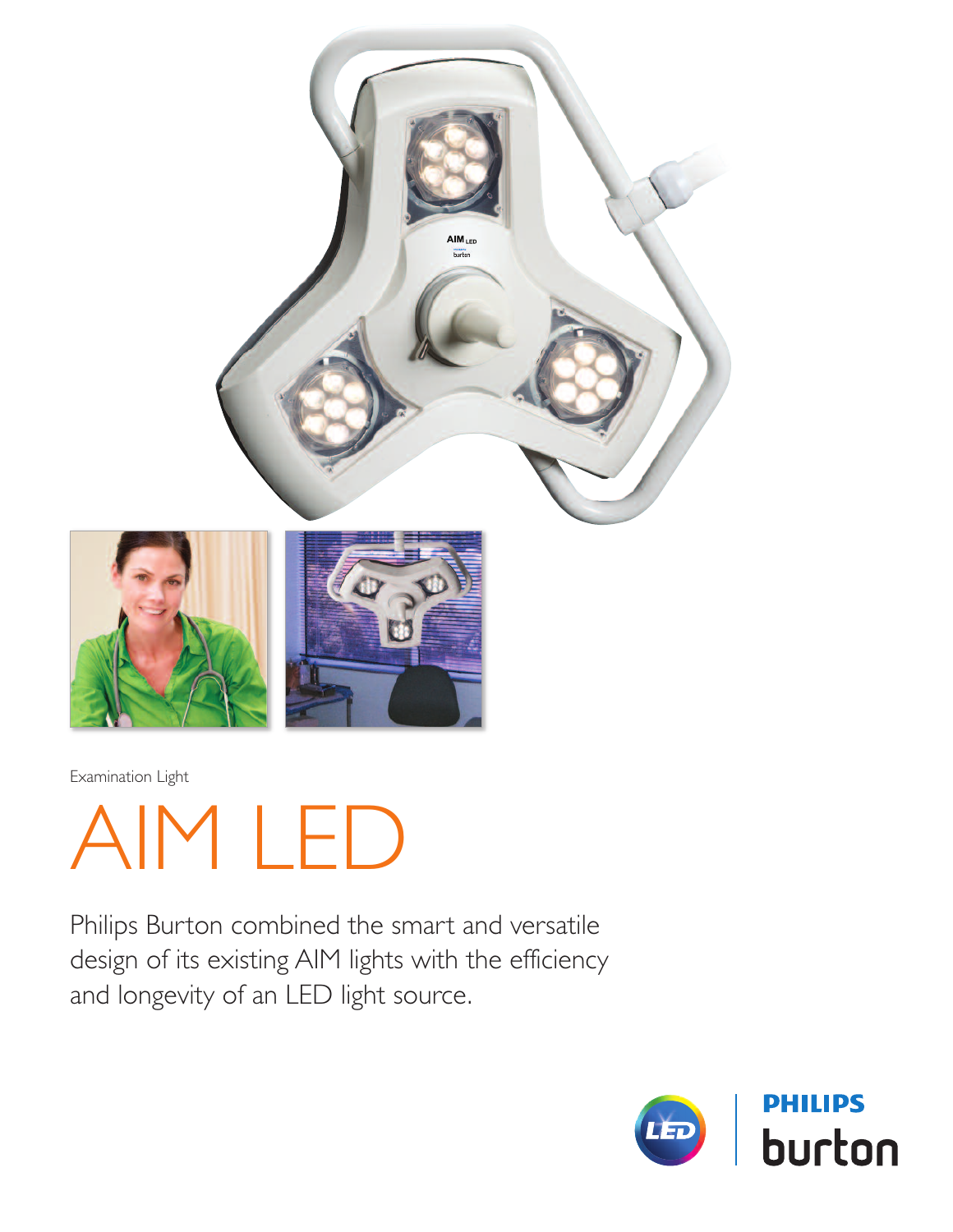Examination Light

# AIM LED

Philips Burton combined the smart and versatile design of its existing AIM lights with the efficiency and longevity of an LED light source.

PHILIPS
burton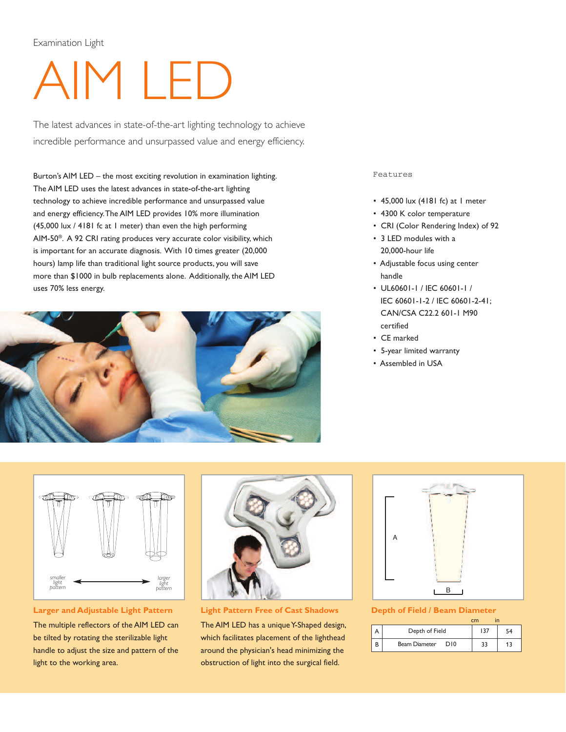Examination Light

# AIM LED

The latest advances in state-of-the-art lighting technology to achieve incredible performance and unsurpassed value and energy efficiency.

Burton's AIM LED – the most exciting revolution in examination lighting. The AIM LED uses the latest advances in state-of-the-art lighting technology to achieve incredible performance and unsurpassed value and energy efficiency. The AIM LED provides 10% more illumination (45,000 lux / 4181 fc at 1 meter) than even the high performing AIM-50®. A 92 CRI rating produces very accurate color visibility, which is important for an accurate diagnosis. With 10 times greater (20,000 hours) lamp life than traditional light source products, you will save more than $1000 in bulb replacements alone. Additionally, the AIM LED uses 70% less energy.

## Features

- 45,000 lux (4181 fc) at 1 meter
- 4300 K color temperature
- CRI (Color Rendering Index) of 92
- 3 LED modules with a 20,000-hour life
- Adjustable focus using center handle
- UL60601-1 / IEC 60601-1 / IEC 60601-1-2 / IEC 60601-2-41; CAN/CSA C22.2 601-1 M90 certified
- CE marked
- 5-year limited warranty
- Assembled in USA

smaller light pattern ⟷ larger light pattern

### Larger and Adjustable Light Pattern

The multiple reflectors of the AIM LED can be tilted by rotating the sterilizable light handle to adjust the size and pattern of the light to the working area.

### Light Pattern Free of Cast Shadows

The AIM LED has a unique Y-Shaped design, which facilitates placement of the lighthead around the physician's head minimizing the obstruction of light into the surgical field.

### Depth of Field / Beam Diameter

| | | cm | in |
|---|---|---|---|
| A | Depth of Field | 137 | 54 |
| B | Beam Diameter D10 | 33 | 13 |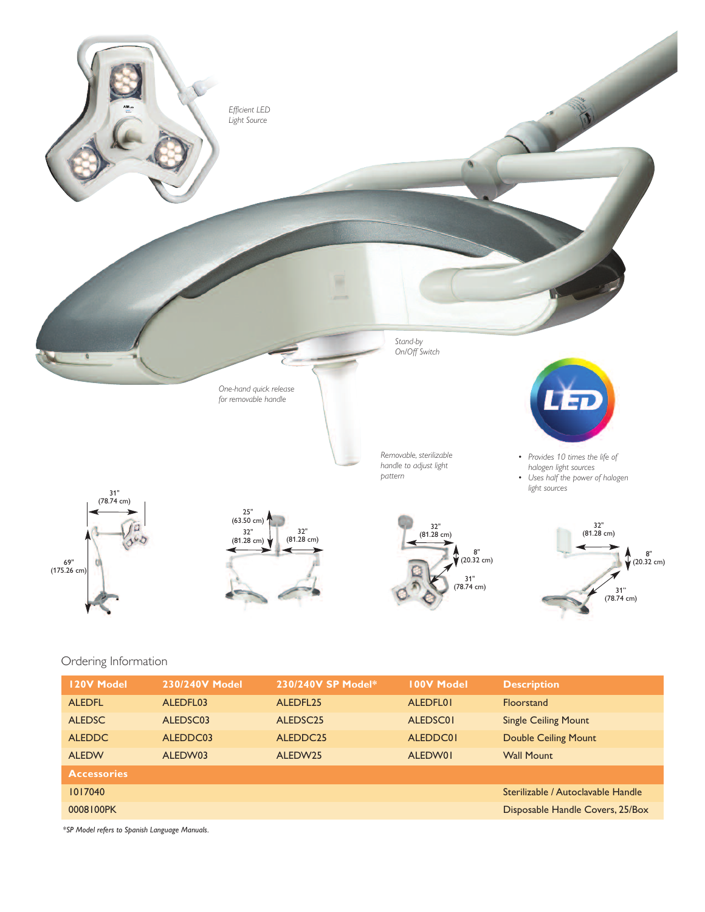*Efficient LED Light Source*

*Stand-by On/Off Switch*

*One-hand quick release for removable handle*

*Removable, sterilizable handle to adjust light pattern*

LED

- *Provides 10 times the life of halogen light sources*
- *Uses half the power of halogen light sources*

31" (78.74 cm)
69" (175.26 cm)

25" (63.50 cm)
32" (81.28 cm)
32" (81.28 cm)

32" (81.28 cm)
8" (20.32 cm)
31" (78.74 cm)

32" (81.28 cm)
8" (20.32 cm)
31" (78.74 cm)

## Ordering Information

| 120V Model | 230/240V Model | 230/240V SP Model* | 100V Model | Description |
|---|---|---|---|---|
| ALEDFL | ALEDFL03 | ALEDFL25 | ALEDFL01 | Floorstand |
| ALEDSC | ALEDSC03 | ALEDSC25 | ALEDSC01 | Single Ceiling Mount |
| ALEDDC | ALEDDC03 | ALEDDC25 | ALEDDC01 | Double Ceiling Mount |
| ALEDW | ALEDW03 | ALEDW25 | ALEDW01 | Wall Mount |
| **Accessories** | | | | |
| 1017040 | | | | Sterilizable / Autoclavable Handle |
| 0008100PK | | | | Disposable Handle Covers, 25/Box |

*\*SP Model refers to Spanish Language Manuals.*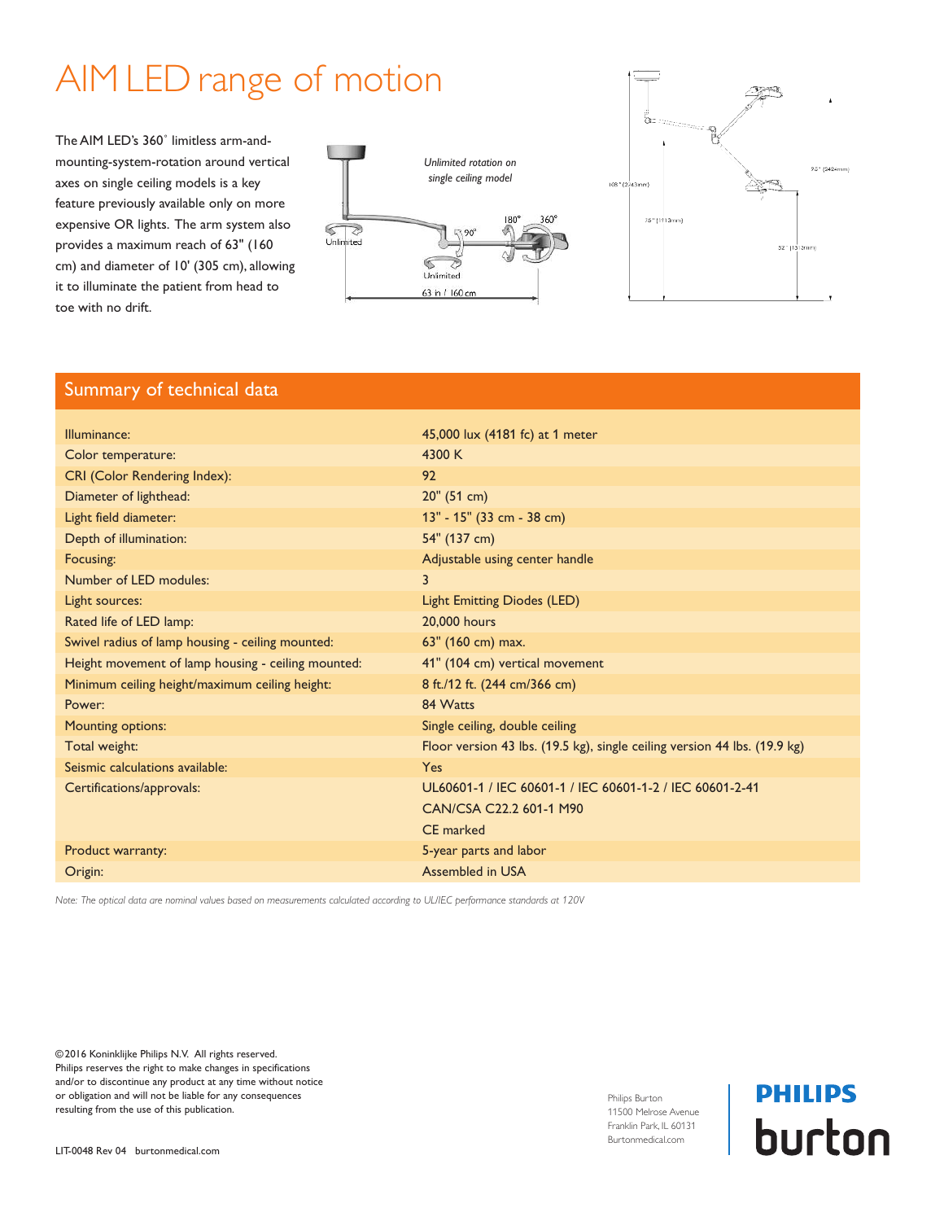# AIM LED range of motion

The AIM LED's 360˚ limitless arm-and-mounting-system-rotation around vertical axes on single ceiling models is a key feature previously available only on more expensive OR lights. The arm system also provides a maximum reach of 63" (160 cm) and diameter of 10' (305 cm), allowing it to illuminate the patient from head to toe with no drift.

*Unlimited rotation on single ceiling model*

Unlimited

90°

180°

360°

Unlimited

63 in / 160 cm

108" (2743mm)

76" (1913mm)

95" (2424mm)

52" (1312mm)

## Summary of technical data

| | |
|---|---|
| Illuminance: | 45,000 lux (4181 fc) at 1 meter |
| Color temperature: | 4300 K |
| CRI (Color Rendering Index): | 92 |
| Diameter of lighthead: | 20" (51 cm) |
| Light field diameter: | 13" - 15" (33 cm - 38 cm) |
| Depth of illumination: | 54" (137 cm) |
| Focusing: | Adjustable using center handle |
| Number of LED modules: | 3 |
| Light sources: | Light Emitting Diodes (LED) |
| Rated life of LED lamp: | 20,000 hours |
| Swivel radius of lamp housing - ceiling mounted: | 63" (160 cm) max. |
| Height movement of lamp housing - ceiling mounted: | 41" (104 cm) vertical movement |
| Minimum ceiling height/maximum ceiling height: | 8 ft./12 ft. (244 cm/366 cm) |
| Power: | 84 Watts |
| Mounting options: | Single ceiling, double ceiling |
| Total weight: | Floor version 43 lbs. (19.5 kg), single ceiling version 44 lbs. (19.9 kg) |
| Seismic calculations available: | Yes |
| Certifications/approvals: | UL60601-1 / IEC 60601-1 / IEC 60601-1-2 / IEC 60601-2-41<br>CAN/CSA C22.2 601-1 M90<br>CE marked |
| Product warranty: | 5-year parts and labor |
| Origin: | Assembled in USA |

*Note: The optical data are nominal values based on measurements calculated according to UL/IEC performance standards at 120V*

©2016 Koninklijke Philips N.V. All rights reserved.
Philips reserves the right to make changes in specifications and/or to discontinue any product at any time without notice or obligation and will not be liable for any consequences resulting from the use of this publication.

LIT-0048 Rev 04 burtonmedical.com

Philips Burton
11500 Melrose Avenue
Franklin Park, IL 60131
Burtonmedical.com

PHILIPS
burton